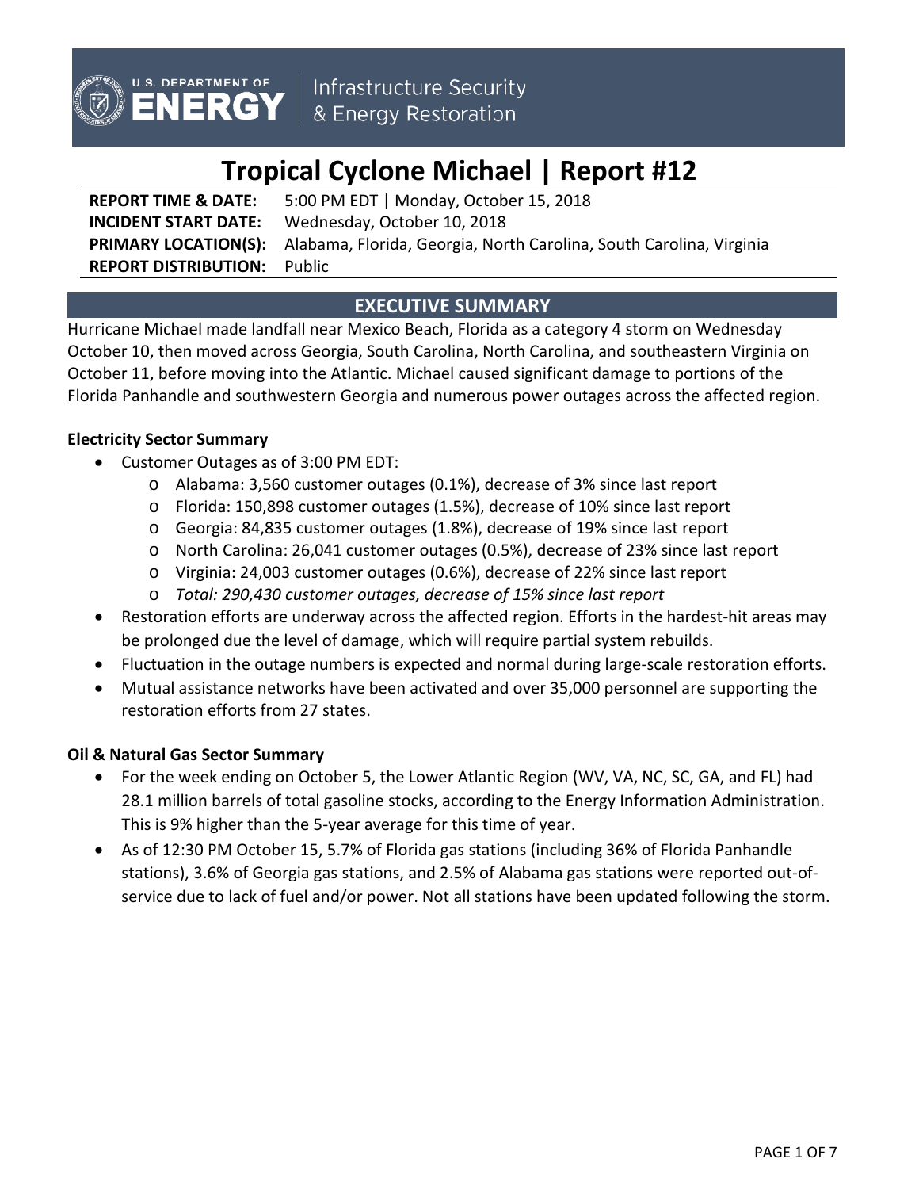U.S. DEPARTMENT OF ENERGY | Infrastructure Security & Energy Restoration

# Tropical Cyclone Michael | Report #12

**REPORT TIME & DATE:** 5:00 PM EDT | Monday, October 15, 2018
**INCIDENT START DATE:** Wednesday, October 10, 2018
**PRIMARY LOCATION(S):** Alabama, Florida, Georgia, North Carolina, South Carolina, Virginia
**REPORT DISTRIBUTION:** Public

## EXECUTIVE SUMMARY

Hurricane Michael made landfall near Mexico Beach, Florida as a category 4 storm on Wednesday October 10, then moved across Georgia, South Carolina, North Carolina, and southeastern Virginia on October 11, before moving into the Atlantic. Michael caused significant damage to portions of the Florida Panhandle and southwestern Georgia and numerous power outages across the affected region.

### Electricity Sector Summary

- Customer Outages as of 3:00 PM EDT:
  - Alabama: 3,560 customer outages (0.1%), decrease of 3% since last report
  - Florida: 150,898 customer outages (1.5%), decrease of 10% since last report
  - Georgia: 84,835 customer outages (1.8%), decrease of 19% since last report
  - North Carolina: 26,041 customer outages (0.5%), decrease of 23% since last report
  - Virginia: 24,003 customer outages (0.6%), decrease of 22% since last report
  - *Total: 290,430 customer outages, decrease of 15% since last report*
- Restoration efforts are underway across the affected region. Efforts in the hardest-hit areas may be prolonged due the level of damage, which will require partial system rebuilds.
- Fluctuation in the outage numbers is expected and normal during large-scale restoration efforts.
- Mutual assistance networks have been activated and over 35,000 personnel are supporting the restoration efforts from 27 states.

### Oil & Natural Gas Sector Summary

- For the week ending on October 5, the Lower Atlantic Region (WV, VA, NC, SC, GA, and FL) had 28.1 million barrels of total gasoline stocks, according to the Energy Information Administration. This is 9% higher than the 5-year average for this time of year.
- As of 12:30 PM October 15, 5.7% of Florida gas stations (including 36% of Florida Panhandle stations), 3.6% of Georgia gas stations, and 2.5% of Alabama gas stations were reported out-of-service due to lack of fuel and/or power. Not all stations have been updated following the storm.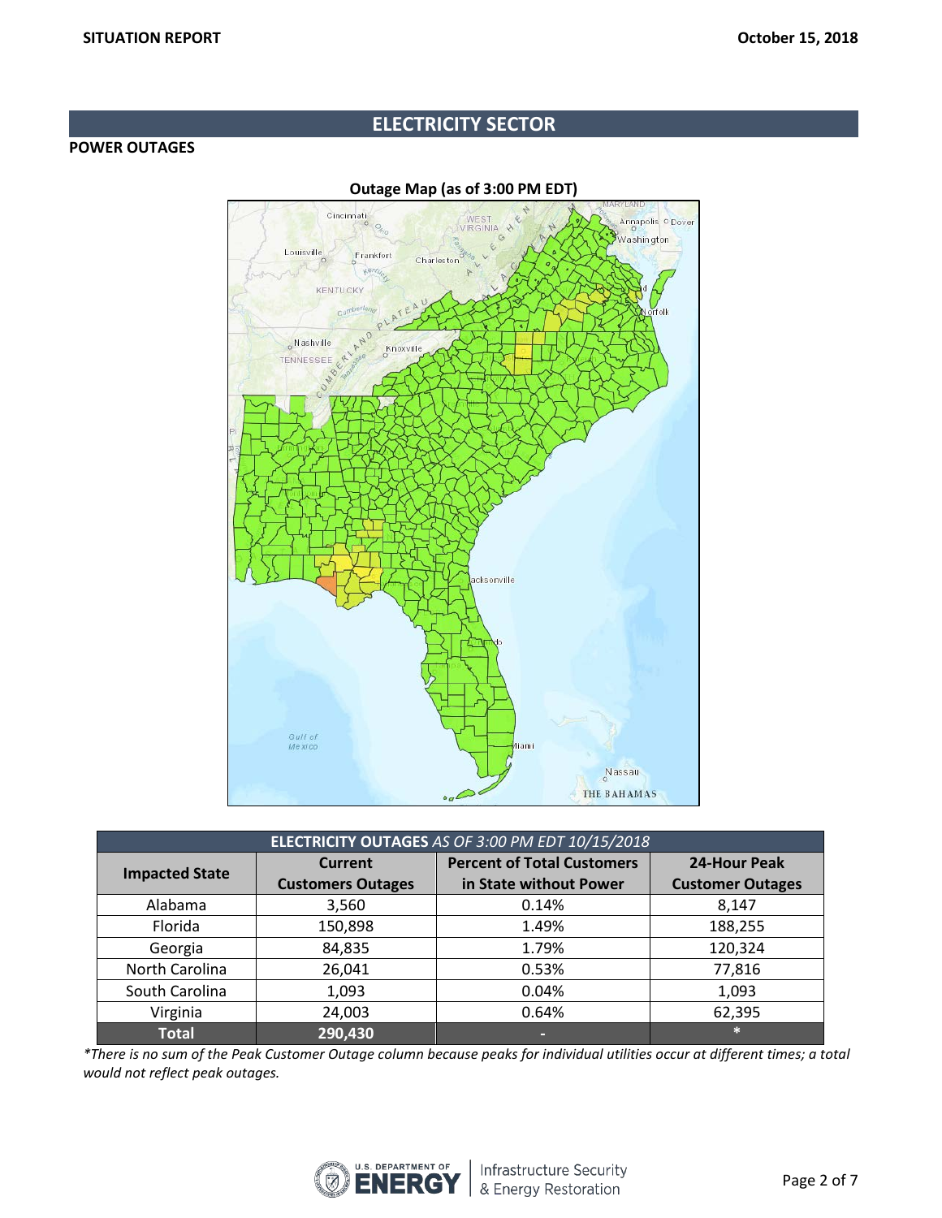## ELECTRICITY SECTOR

### POWER OUTAGES

**Outage Map (as of 3:00 PM EDT)**

| **ELECTRICITY OUTAGES** *AS OF 3:00 PM EDT 10/15/2018* | | | |
|---|---|---|---|
| **Impacted State** | **Current Customers Outages** | **Percent of Total Customers in State without Power** | **24-Hour Peak Customer Outages** |
| Alabama | 3,560 | 0.14% | 8,147 |
| Florida | 150,898 | 1.49% | 188,255 |
| Georgia | 84,835 | 1.79% | 120,324 |
| North Carolina | 26,041 | 0.53% | 77,816 |
| South Carolina | 1,093 | 0.04% | 1,093 |
| Virginia | 24,003 | 0.64% | 62,395 |
| **Total** | **290,430** | - | * |

*\*There is no sum of the Peak Customer Outage column because peaks for individual utilities occur at different times; a total would not reflect peak outages.*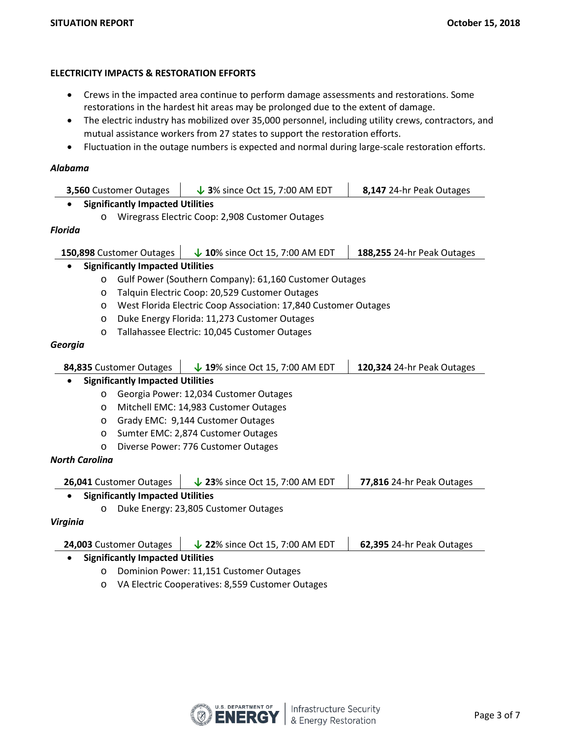## ELECTRICITY IMPACTS & RESTORATION EFFORTS

- Crews in the impacted area continue to perform damage assessments and restorations. Some restorations in the hardest hit areas may be prolonged due to the extent of damage.
- The electric industry has mobilized over 35,000 personnel, including utility crews, contractors, and mutual assistance workers from 27 states to support the restoration efforts.
- Fluctuation in the outage numbers is expected and normal during large-scale restoration efforts.

### *Alabama*

| **3,560** Customer Outages | ↓ **3**% since Oct 15, 7:00 AM EDT | **8,147** 24-hr Peak Outages |
|---|---|---|

- **Significantly Impacted Utilities**
  - Wiregrass Electric Coop: 2,908 Customer Outages

### *Florida*

| **150,898** Customer Outages | ↓ **10**% since Oct 15, 7:00 AM EDT | **188,255** 24-hr Peak Outages |
|---|---|---|

- **Significantly Impacted Utilities**
  - Gulf Power (Southern Company): 61,160 Customer Outages
  - Talquin Electric Coop: 20,529 Customer Outages
  - West Florida Electric Coop Association: 17,840 Customer Outages
  - Duke Energy Florida: 11,273 Customer Outages
  - Tallahassee Electric: 10,045 Customer Outages

### *Georgia*

| **84,835** Customer Outages | ↓ **19**% since Oct 15, 7:00 AM EDT | **120,324** 24-hr Peak Outages |
|---|---|---|

- **Significantly Impacted Utilities**
  - Georgia Power: 12,034 Customer Outages
  - Mitchell EMC: 14,983 Customer Outages
  - Grady EMC: 9,144 Customer Outages
  - Sumter EMC: 2,874 Customer Outages
  - Diverse Power: 776 Customer Outages

### *North Carolina*

| **26,041** Customer Outages | ↓ **23**% since Oct 15, 7:00 AM EDT | **77,816** 24-hr Peak Outages |
|---|---|---|

- **Significantly Impacted Utilities**
  - Duke Energy: 23,805 Customer Outages

### *Virginia*

| **24,003** Customer Outages | ↓ **22**% since Oct 15, 7:00 AM EDT | **62,395** 24-hr Peak Outages |
|---|---|---|

- **Significantly Impacted Utilities**
  - Dominion Power: 11,151 Customer Outages
  - VA Electric Cooperatives: 8,559 Customer Outages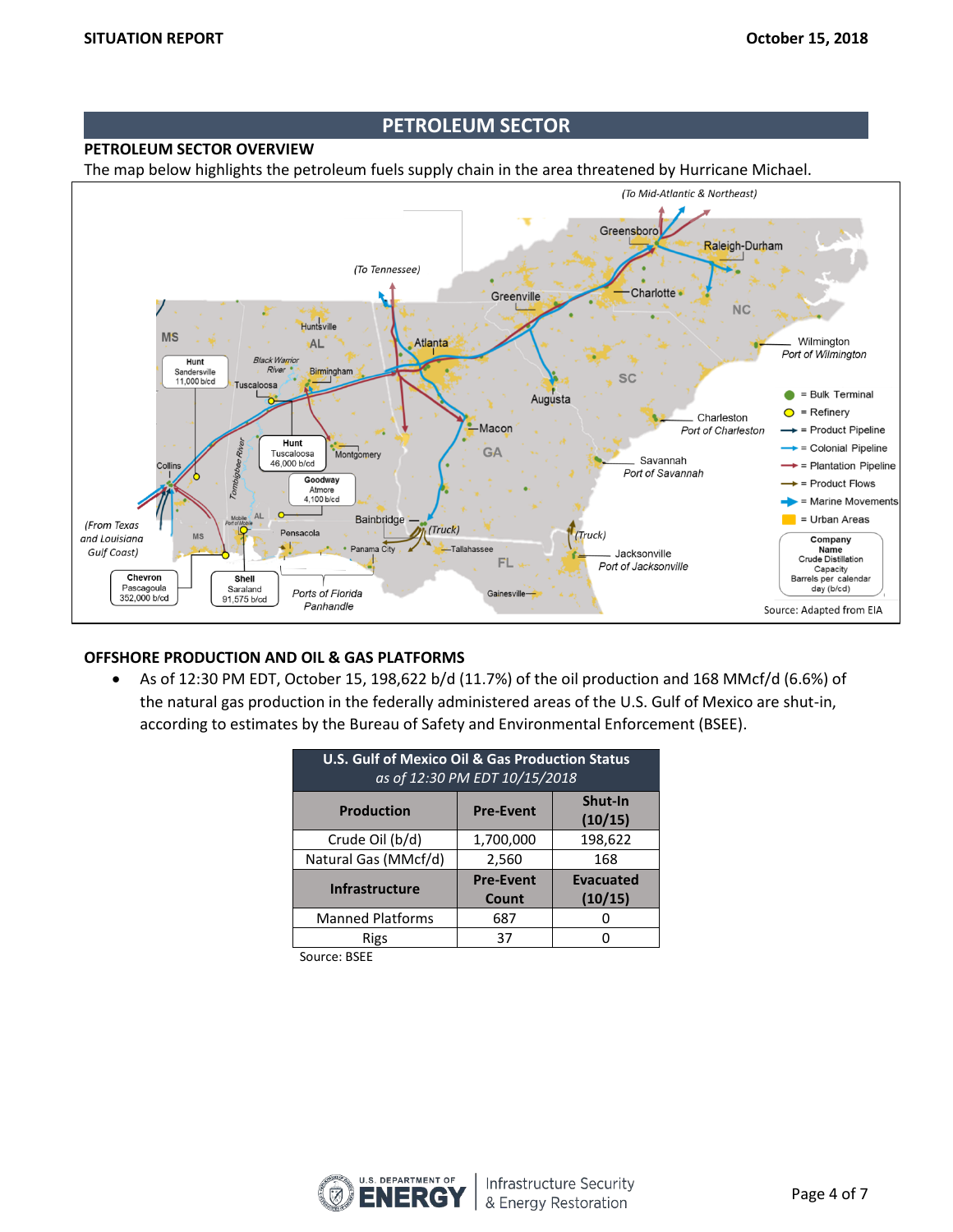## PETROLEUM SECTOR

### PETROLEUM SECTOR OVERVIEW

The map below highlights the petroleum fuels supply chain in the area threatened by Hurricane Michael.

Source: Adapted from EIA

### OFFSHORE PRODUCTION AND OIL & GAS PLATFORMS

- As of 12:30 PM EDT, October 15, 198,622 b/d (11.7%) of the oil production and 168 MMcf/d (6.6%) of the natural gas production in the federally administered areas of the U.S. Gulf of Mexico are shut-in, according to estimates by the Bureau of Safety and Environmental Enforcement (BSEE).

| U.S. Gulf of Mexico Oil & Gas Production Status *as of 12:30 PM EDT 10/15/2018* | | |
|---|---|---|
| **Production** | **Pre-Event** | **Shut-In (10/15)** |
| Crude Oil (b/d) | 1,700,000 | 198,622 |
| Natural Gas (MMcf/d) | 2,560 | 168 |
| **Infrastructure** | **Pre-Event Count** | **Evacuated (10/15)** |
| Manned Platforms | 687 | 0 |
| Rigs | 37 | 0 |

Source: BSEE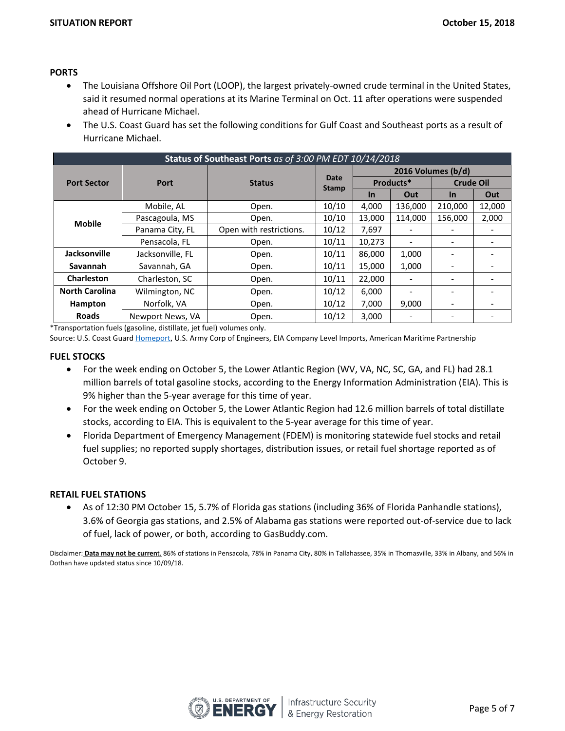## PORTS

- The Louisiana Offshore Oil Port (LOOP), the largest privately-owned crude terminal in the United States, said it resumed normal operations at its Marine Terminal on Oct. 11 after operations were suspended ahead of Hurricane Michael.
- The U.S. Coast Guard has set the following conditions for Gulf Coast and Southeast ports as a result of Hurricane Michael.

**Status of Southeast Ports** *as of 3:00 PM EDT 10/14/2018*

| Port Sector | Port | Status | Date Stamp | 2016 Volumes (b/d) | | | |
|---|---|---|---|---|---|---|---|
| | | | | Products* | | Crude Oil | |
| | | | | In | Out | In | Out |
| Mobile | Mobile, AL | Open. | 10/10 | 4,000 | 136,000 | 210,000 | 12,000 |
| | Pascagoula, MS | Open. | 10/10 | 13,000 | 114,000 | 156,000 | 2,000 |
| | Panama City, FL | Open with restrictions. | 10/12 | 7,697 | - | - | - |
| | Pensacola, FL | Open. | 10/11 | 10,273 | - | - | - |
| Jacksonville | Jacksonville, FL | Open. | 10/11 | 86,000 | 1,000 | - | - |
| Savannah | Savannah, GA | Open. | 10/11 | 15,000 | 1,000 | - | - |
| Charleston | Charleston, SC | Open. | 10/11 | 22,000 | - | - | - |
| North Carolina | Wilmington, NC | Open. | 10/12 | 6,000 | - | - | - |
| Hampton Roads | Norfolk, VA | Open. | 10/12 | 7,000 | 9,000 | - | - |
| | Newport News, VA | Open. | 10/12 | 3,000 | - | - | - |

*Transportation fuels (gasoline, distillate, jet fuel) volumes only.

Source: U.S. Coast Guard Homeport, U.S. Army Corp of Engineers, EIA Company Level Imports, American Maritime Partnership

## FUEL STOCKS

- For the week ending on October 5, the Lower Atlantic Region (WV, VA, NC, SC, GA, and FL) had 28.1 million barrels of total gasoline stocks, according to the Energy Information Administration (EIA). This is 9% higher than the 5-year average for this time of year.
- For the week ending on October 5, the Lower Atlantic Region had 12.6 million barrels of total distillate stocks, according to EIA. This is equivalent to the 5-year average for this time of year.
- Florida Department of Emergency Management (FDEM) is monitoring statewide fuel stocks and retail fuel supplies; no reported supply shortages, distribution issues, or retail fuel shortage reported as of October 9.

## RETAIL FUEL STATIONS

- As of 12:30 PM October 15, 5.7% of Florida gas stations (including 36% of Florida Panhandle stations), 3.6% of Georgia gas stations, and 2.5% of Alabama gas stations were reported out-of-service due to lack of fuel, lack of power, or both, according to GasBuddy.com.

Disclaimer: **Data may not be current**. 86% of stations in Pensacola, 78% in Panama City, 80% in Tallahassee, 35% in Thomasville, 33% in Albany, and 56% in Dothan have updated status since 10/09/18.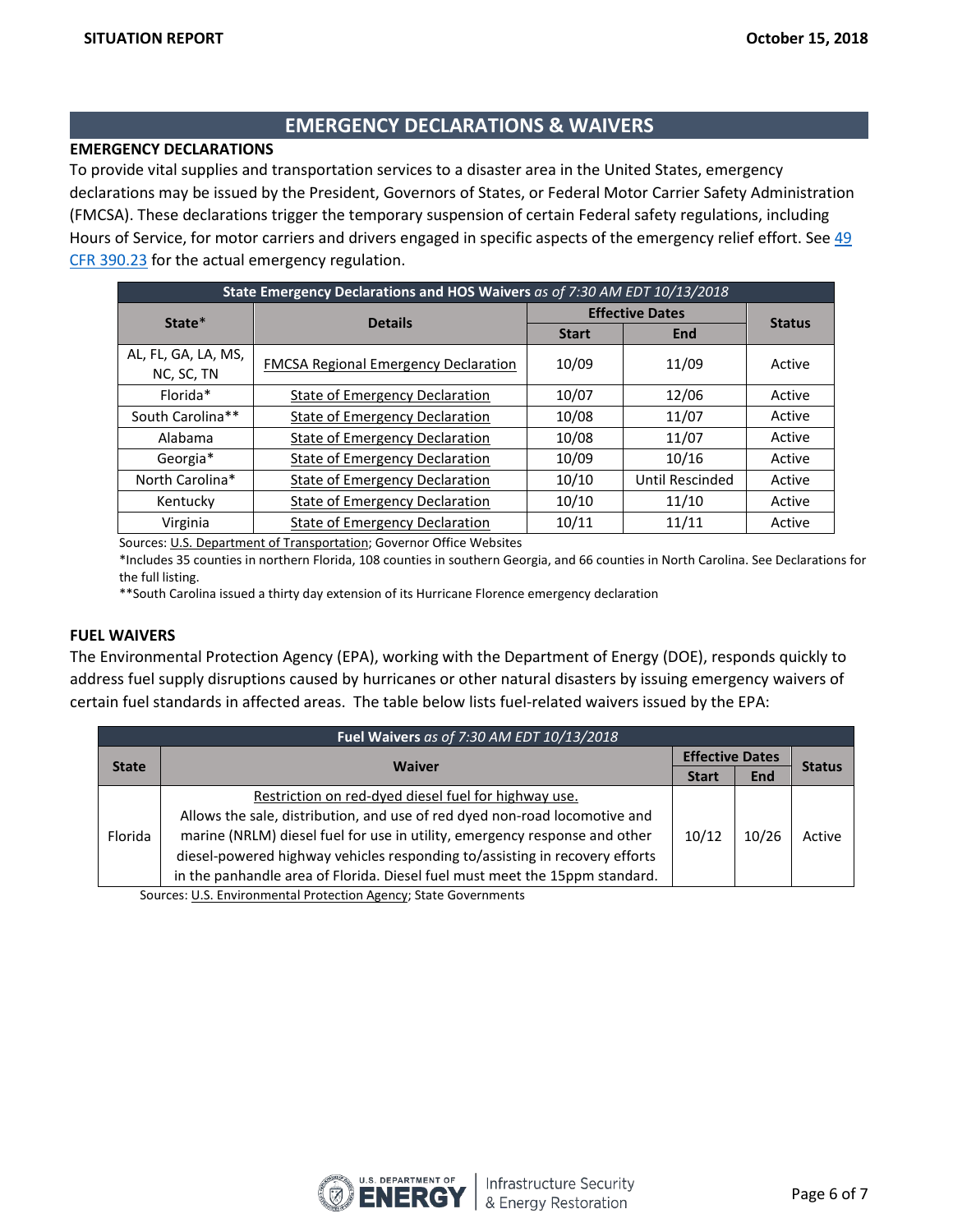## EMERGENCY DECLARATIONS & WAIVERS

### EMERGENCY DECLARATIONS

To provide vital supplies and transportation services to a disaster area in the United States, emergency declarations may be issued by the President, Governors of States, or Federal Motor Carrier Safety Administration (FMCSA). These declarations trigger the temporary suspension of certain Federal safety regulations, including Hours of Service, for motor carriers and drivers engaged in specific aspects of the emergency relief effort. See 49 CFR 390.23 for the actual emergency regulation.

| **State Emergency Declarations and HOS Waivers** *as of 7:30 AM EDT 10/13/2018* | | | | |
|---|---|---|---|---|
| **State*** | **Details** | **Effective Dates** | | **Status** |
| | | **Start** | **End** | |
| AL, FL, GA, LA, MS, NC, SC, TN | FMCSA Regional Emergency Declaration | 10/09 | 11/09 | Active |
| Florida* | State of Emergency Declaration | 10/07 | 12/06 | Active |
| South Carolina** | State of Emergency Declaration | 10/08 | 11/07 | Active |
| Alabama | State of Emergency Declaration | 10/08 | 11/07 | Active |
| Georgia* | State of Emergency Declaration | 10/09 | 10/16 | Active |
| North Carolina* | State of Emergency Declaration | 10/10 | Until Rescinded | Active |
| Kentucky | State of Emergency Declaration | 10/10 | 11/10 | Active |
| Virginia | State of Emergency Declaration | 10/11 | 11/11 | Active |

Sources: U.S. Department of Transportation; Governor Office Websites

*Includes 35 counties in northern Florida, 108 counties in southern Georgia, and 66 counties in North Carolina. See Declarations for the full listing.

**South Carolina issued a thirty day extension of its Hurricane Florence emergency declaration

### FUEL WAIVERS

The Environmental Protection Agency (EPA), working with the Department of Energy (DOE), responds quickly to address fuel supply disruptions caused by hurricanes or other natural disasters by issuing emergency waivers of certain fuel standards in affected areas. The table below lists fuel-related waivers issued by the EPA:

| **Fuel Waivers** *as of 7:30 AM EDT 10/13/2018* | | | | |
|---|---|---|---|---|
| **State** | **Waiver** | **Effective Dates** | | **Status** |
| | | **Start** | **End** | |
| Florida | Restriction on red-dyed diesel fuel for highway use. Allows the sale, distribution, and use of red dyed non-road locomotive and marine (NRLM) diesel fuel for use in utility, emergency response and other diesel-powered highway vehicles responding to/assisting in recovery efforts in the panhandle area of Florida. Diesel fuel must meet the 15ppm standard. | 10/12 | 10/26 | Active |

Sources: U.S. Environmental Protection Agency; State Governments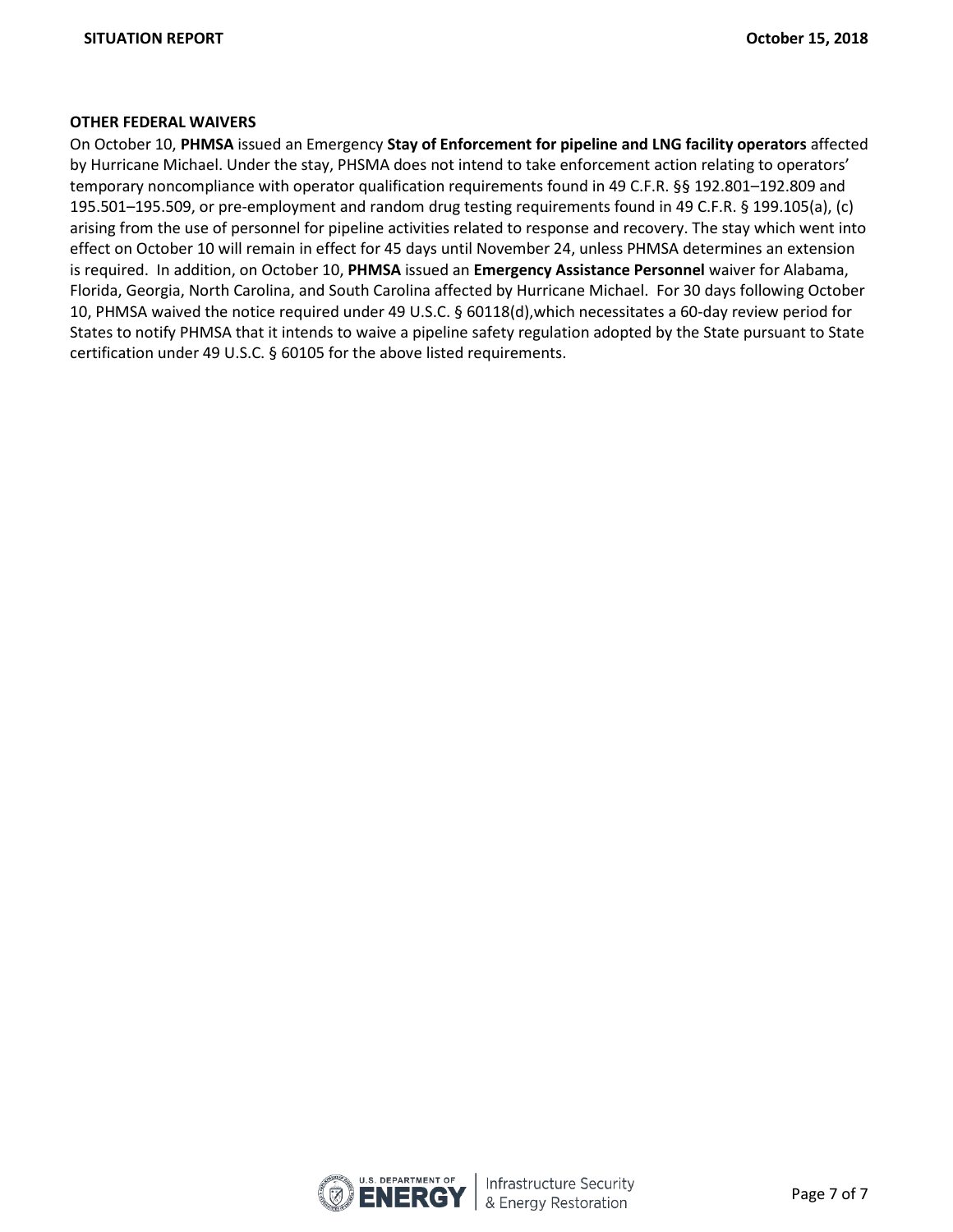### OTHER FEDERAL WAIVERS

On October 10, **PHMSA** issued an Emergency **Stay of Enforcement for pipeline and LNG facility operators** affected by Hurricane Michael. Under the stay, PHSMA does not intend to take enforcement action relating to operators' temporary noncompliance with operator qualification requirements found in 49 C.F.R. §§ 192.801–192.809 and 195.501–195.509, or pre-employment and random drug testing requirements found in 49 C.F.R. § 199.105(a), (c) arising from the use of personnel for pipeline activities related to response and recovery. The stay which went into effect on October 10 will remain in effect for 45 days until November 24, unless PHMSA determines an extension is required. In addition, on October 10, **PHMSA** issued an **Emergency Assistance Personnel** waiver for Alabama, Florida, Georgia, North Carolina, and South Carolina affected by Hurricane Michael. For 30 days following October 10, PHMSA waived the notice required under 49 U.S.C. § 60118(d),which necessitates a 60-day review period for States to notify PHMSA that it intends to waive a pipeline safety regulation adopted by the State pursuant to State certification under 49 U.S.C. § 60105 for the above listed requirements.